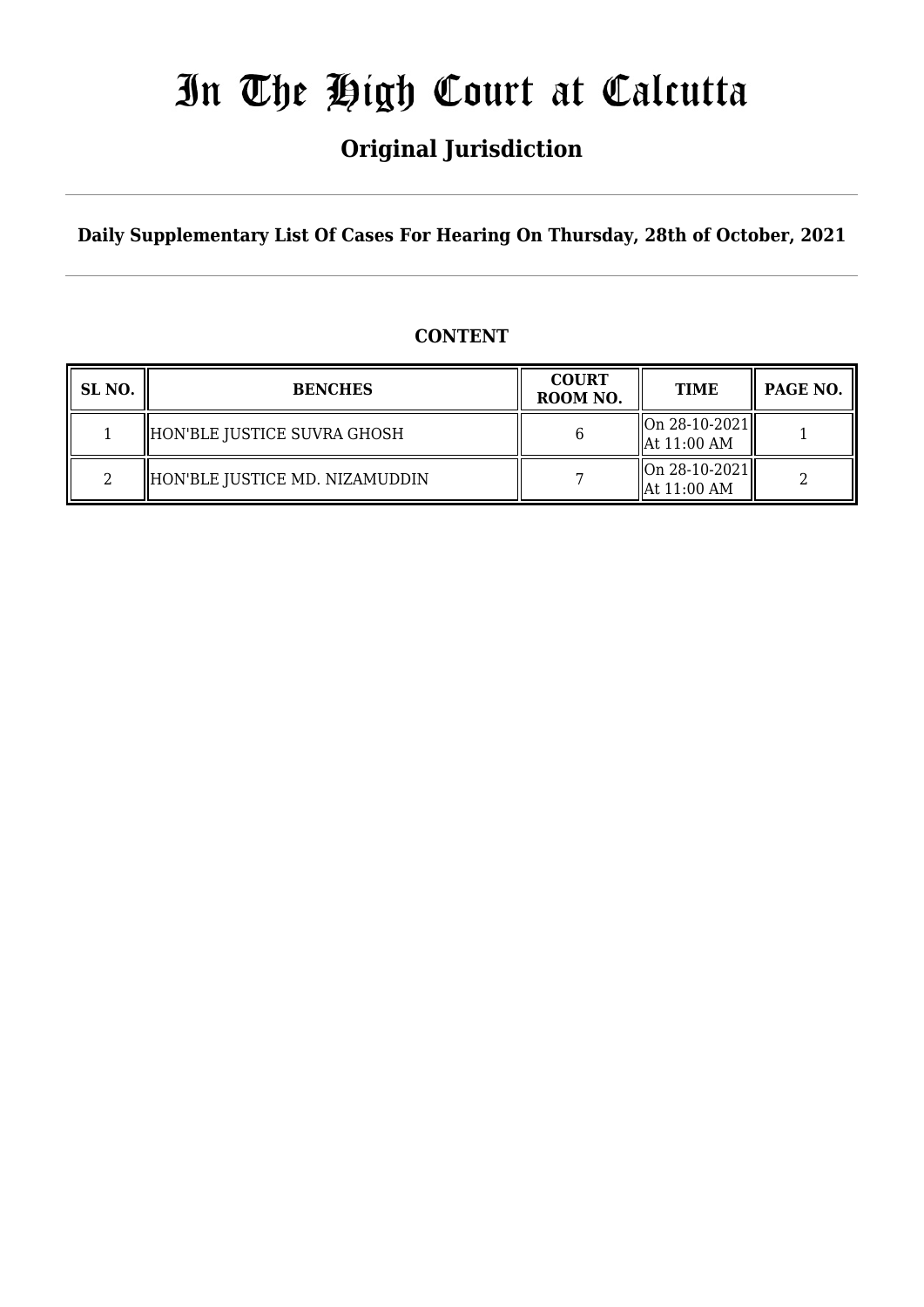# In The High Court at Calcutta

## Original Jurisdiction

**Daily Supplementary List Of Cases For Hearing On Thursday, 28th of October, 2021**

### CONTENT

| SL NO. | BENCHES | COURT ROOM NO. | TIME | PAGE NO. |
|---|---|---|---|---|
| 1 | HON'BLE JUSTICE SUVRA GHOSH | 6 | On 28-10-2021 At 11:00 AM | 1 |
| 2 | HON'BLE JUSTICE MD. NIZAMUDDIN | 7 | On 28-10-2021 At 11:00 AM | 2 |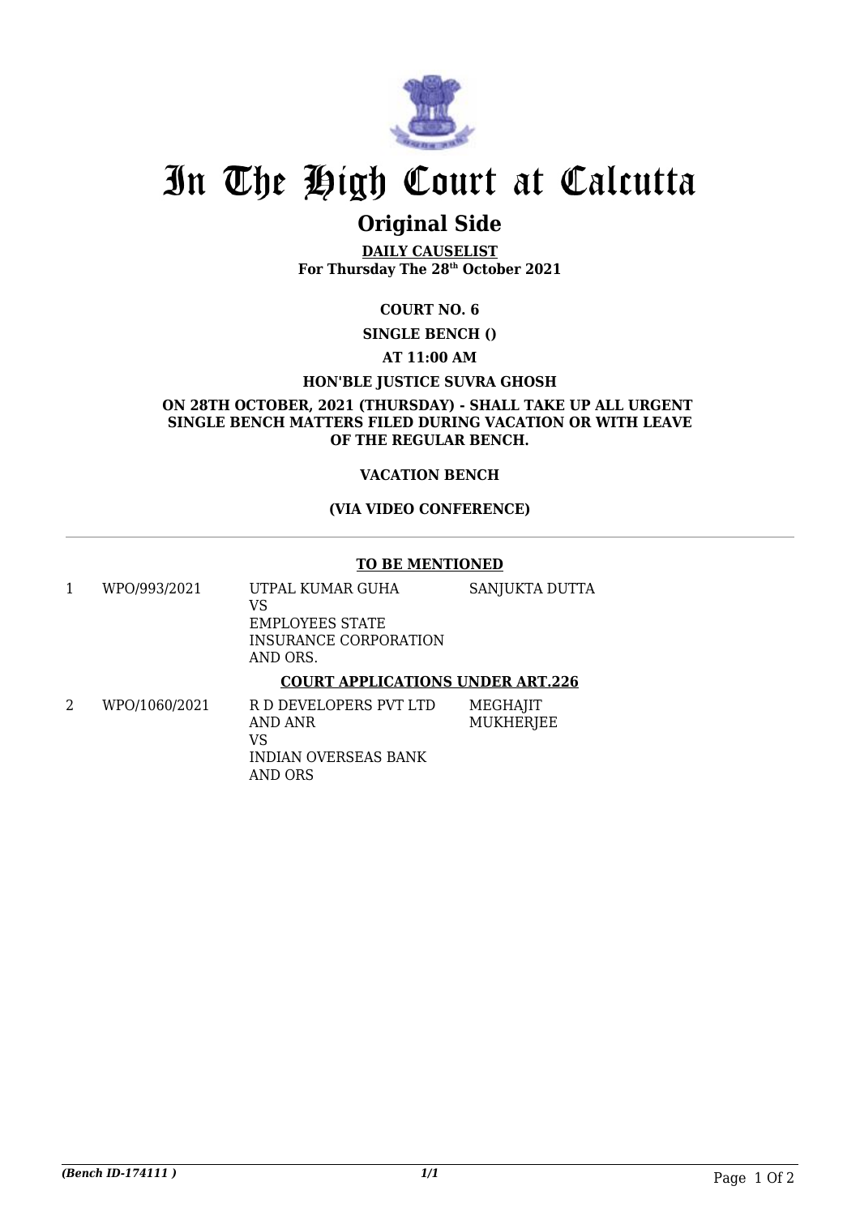# In The High Court at Calcutta

## Original Side

**DAILY CAUSELIST**
**For Thursday The 28th October 2021**

**COURT NO. 6**

**SINGLE BENCH ()**

**AT 11:00 AM**

**HON'BLE JUSTICE SUVRA GHOSH**

**ON 28TH OCTOBER, 2021 (THURSDAY) - SHALL TAKE UP ALL URGENT SINGLE BENCH MATTERS FILED DURING VACATION OR WITH LEAVE OF THE REGULAR BENCH.**

**VACATION BENCH**

**(VIA VIDEO CONFERENCE)**

---

**TO BE MENTIONED**

| | | | |
|---|---|---|---|
| 1 | WPO/993/2021 | UTPAL KUMAR GUHA<br>VS<br>EMPLOYEES STATE INSURANCE CORPORATION AND ORS. | SANJUKTA DUTTA |

**COURT APPLICATIONS UNDER ART.226**

| | | | |
|---|---|---|---|
| 2 | WPO/1060/2021 | R D DEVELOPERS PVT LTD AND ANR<br>VS<br>INDIAN OVERSEAS BANK AND ORS | MEGHAJIT MUKHERJEE |

*(Bench ID-174111 )* 1/1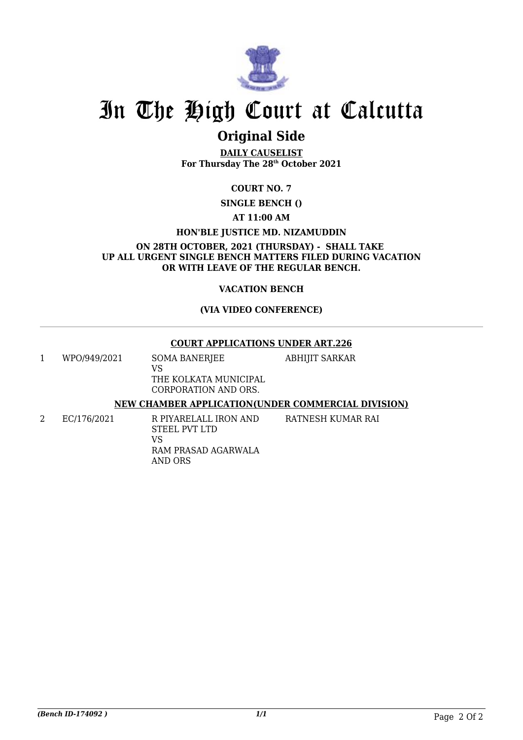# In The High Court at Calcutta

## Original Side

**DAILY CAUSELIST**
**For Thursday The 28th October 2021**

**COURT NO. 7**

**SINGLE BENCH ()**

**AT 11:00 AM**

**HON'BLE JUSTICE MD. NIZAMUDDIN**

**ON 28TH OCTOBER, 2021 (THURSDAY) - SHALL TAKE UP ALL URGENT SINGLE BENCH MATTERS FILED DURING VACATION OR WITH LEAVE OF THE REGULAR BENCH.**

**VACATION BENCH**

**(VIA VIDEO CONFERENCE)**

---

**COURT APPLICATIONS UNDER ART.226**

| | | | |
|---|---|---|---|
| 1 | WPO/949/2021 | SOMA BANERJEE<br>VS<br>THE KOLKATA MUNICIPAL CORPORATION AND ORS. | ABHIJIT SARKAR |

**NEW CHAMBER APPLICATION(UNDER COMMERCIAL DIVISION)**

| | | | |
|---|---|---|---|
| 2 | EC/176/2021 | R PIYARELALL IRON AND STEEL PVT LTD<br>VS<br>RAM PRASAD AGARWALA AND ORS | RATNESH KUMAR RAI |

*(Bench ID-174092 )*